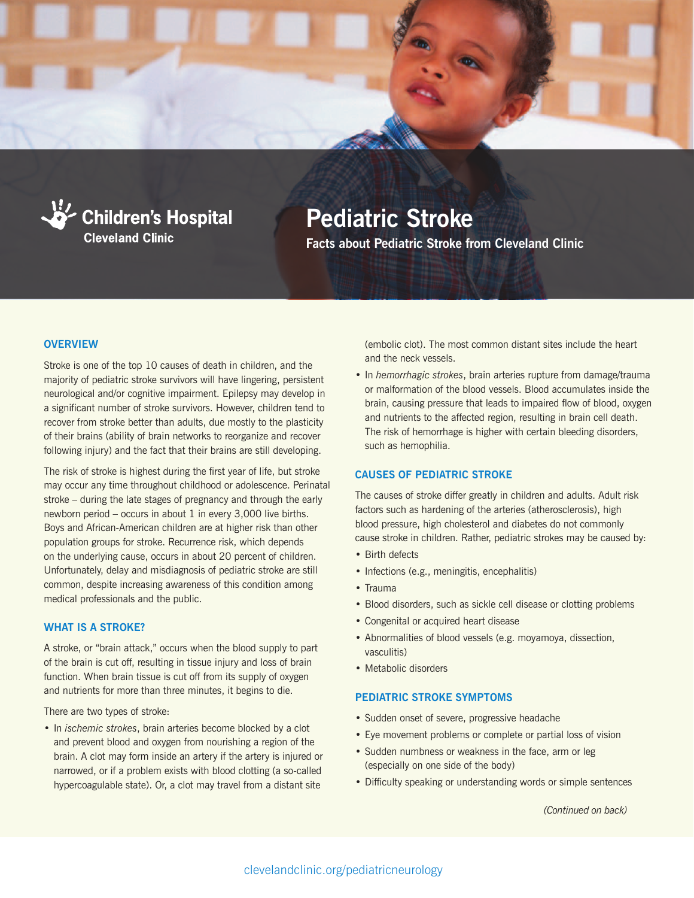Children's Hospital
Cleveland Clinic

# Pediatric Stroke

**Facts about Pediatric Stroke from Cleveland Clinic**

## OVERVIEW

Stroke is one of the top 10 causes of death in children, and the majority of pediatric stroke survivors will have lingering, persistent neurological and/or cognitive impairment. Epilepsy may develop in a significant number of stroke survivors. However, children tend to recover from stroke better than adults, due mostly to the plasticity of their brains (ability of brain networks to reorganize and recover following injury) and the fact that their brains are still developing.

The risk of stroke is highest during the first year of life, but stroke may occur any time throughout childhood or adolescence. Perinatal stroke – during the late stages of pregnancy and through the early newborn period – occurs in about 1 in every 3,000 live births. Boys and African-American children are at higher risk than other population groups for stroke. Recurrence risk, which depends on the underlying cause, occurs in about 20 percent of children. Unfortunately, delay and misdiagnosis of pediatric stroke are still common, despite increasing awareness of this condition among medical professionals and the public.

## WHAT IS A STROKE?

A stroke, or "brain attack," occurs when the blood supply to part of the brain is cut off, resulting in tissue injury and loss of brain function. When brain tissue is cut off from its supply of oxygen and nutrients for more than three minutes, it begins to die.

There are two types of stroke:

- In *ischemic strokes*, brain arteries become blocked by a clot and prevent blood and oxygen from nourishing a region of the brain. A clot may form inside an artery if the artery is injured or narrowed, or if a problem exists with blood clotting (a so-called hypercoagulable state). Or, a clot may travel from a distant site (embolic clot). The most common distant sites include the heart and the neck vessels.
- In *hemorrhagic strokes*, brain arteries rupture from damage/trauma or malformation of the blood vessels. Blood accumulates inside the brain, causing pressure that leads to impaired flow of blood, oxygen and nutrients to the affected region, resulting in brain cell death. The risk of hemorrhage is higher with certain bleeding disorders, such as hemophilia.

## CAUSES OF PEDIATRIC STROKE

The causes of stroke differ greatly in children and adults. Adult risk factors such as hardening of the arteries (atherosclerosis), high blood pressure, high cholesterol and diabetes do not commonly cause stroke in children. Rather, pediatric strokes may be caused by:

- Birth defects
- Infections (e.g., meningitis, encephalitis)
- Trauma
- Blood disorders, such as sickle cell disease or clotting problems
- Congenital or acquired heart disease
- Abnormalities of blood vessels (e.g. moyamoya, dissection, vasculitis)
- Metabolic disorders

## PEDIATRIC STROKE SYMPTOMS

- Sudden onset of severe, progressive headache
- Eye movement problems or complete or partial loss of vision
- Sudden numbness or weakness in the face, arm or leg (especially on one side of the body)
- Difficulty speaking or understanding words or simple sentences

*(Continued on back)*

clevelandclinic.org/pediatricneurology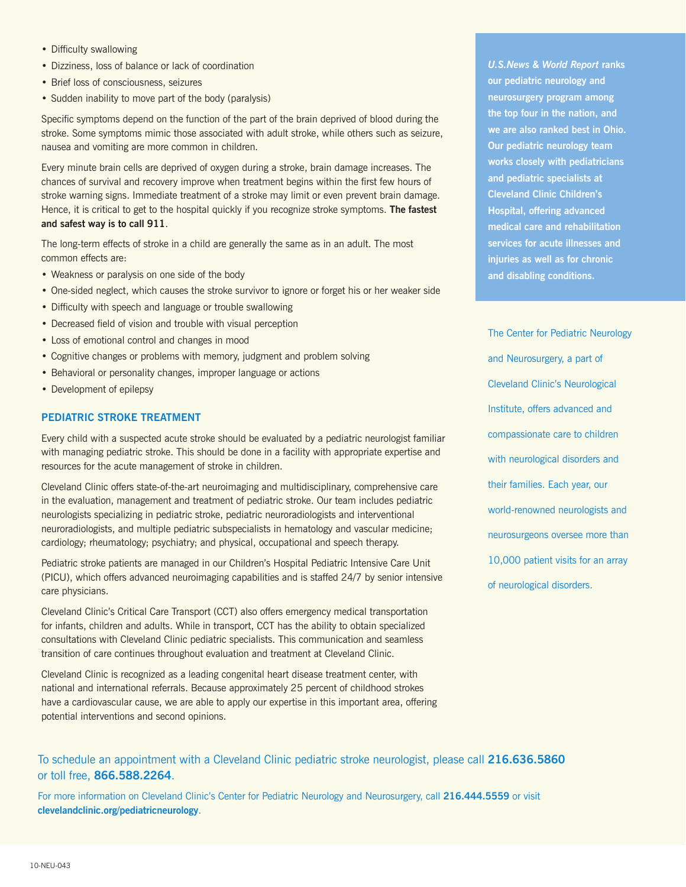- Difficulty swallowing
- Dizziness, loss of balance or lack of coordination
- Brief loss of consciousness, seizures
- Sudden inability to move part of the body (paralysis)

Specific symptoms depend on the function of the part of the brain deprived of blood during the stroke. Some symptoms mimic those associated with adult stroke, while others such as seizure, nausea and vomiting are more common in children.

Every minute brain cells are deprived of oxygen during a stroke, brain damage increases. The chances of survival and recovery improve when treatment begins within the first few hours of stroke warning signs. Immediate treatment of a stroke may limit or even prevent brain damage. Hence, it is critical to get to the hospital quickly if you recognize stroke symptoms. **The fastest and safest way is to call 911**.

The long-term effects of stroke in a child are generally the same as in an adult. The most common effects are:

- Weakness or paralysis on one side of the body
- One-sided neglect, which causes the stroke survivor to ignore or forget his or her weaker side
- Difficulty with speech and language or trouble swallowing
- Decreased field of vision and trouble with visual perception
- Loss of emotional control and changes in mood
- Cognitive changes or problems with memory, judgment and problem solving
- Behavioral or personality changes, improper language or actions
- Development of epilepsy

## PEDIATRIC STROKE TREATMENT

Every child with a suspected acute stroke should be evaluated by a pediatric neurologist familiar with managing pediatric stroke. This should be done in a facility with appropriate expertise and resources for the acute management of stroke in children.

Cleveland Clinic offers state-of-the-art neuroimaging and multidisciplinary, comprehensive care in the evaluation, management and treatment of pediatric stroke. Our team includes pediatric neurologists specializing in pediatric stroke, pediatric neuroradiologists and interventional neuroradiologists, and multiple pediatric subspecialists in hematology and vascular medicine; cardiology; rheumatology; psychiatry; and physical, occupational and speech therapy.

Pediatric stroke patients are managed in our Children's Hospital Pediatric Intensive Care Unit (PICU), which offers advanced neuroimaging capabilities and is staffed 24/7 by senior intensive care physicians.

Cleveland Clinic's Critical Care Transport (CCT) also offers emergency medical transportation for infants, children and adults. While in transport, CCT has the ability to obtain specialized consultations with Cleveland Clinic pediatric specialists. This communication and seamless transition of care continues throughout evaluation and treatment at Cleveland Clinic.

Cleveland Clinic is recognized as a leading congenital heart disease treatment center, with national and international referrals. Because approximately 25 percent of childhood strokes have a cardiovascular cause, we are able to apply our expertise in this important area, offering potential interventions and second opinions.

***U.S.News & World Report*** **ranks our pediatric neurology and neurosurgery program among the top four in the nation, and we are also ranked best in Ohio. Our pediatric neurology team works closely with pediatricians and pediatric specialists at Cleveland Clinic Children's Hospital, offering advanced medical care and rehabilitation services for acute illnesses and injuries as well as for chronic and disabling conditions.**

The Center for Pediatric Neurology and Neurosurgery, a part of Cleveland Clinic's Neurological Institute, offers advanced and compassionate care to children with neurological disorders and their families. Each year, our world-renowned neurologists and neurosurgeons oversee more than 10,000 patient visits for an array of neurological disorders.

To schedule an appointment with a Cleveland Clinic pediatric stroke neurologist, please call **216.636.5860** or toll free, **866.588.2264**.

For more information on Cleveland Clinic's Center for Pediatric Neurology and Neurosurgery, call **216.444.5559** or visit **clevelandclinic.org/pediatricneurology**.

10-NEU-043